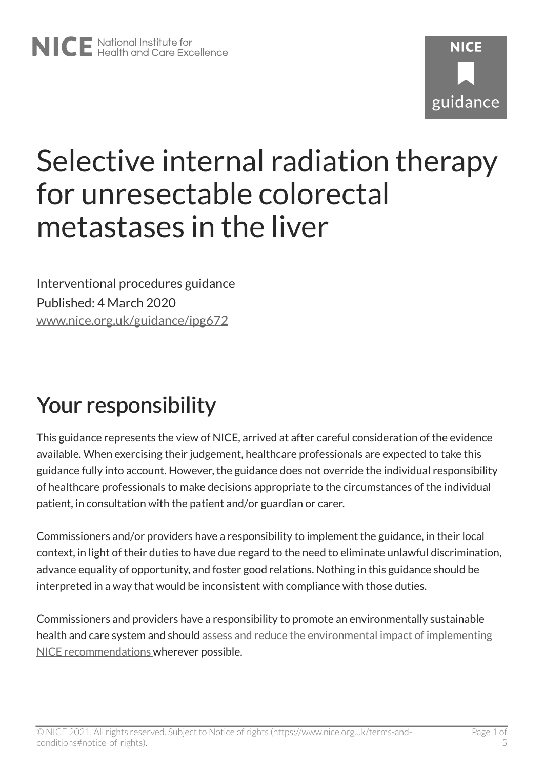# Selective internal radiation therapy for unresectable colorectal metastases in the liver

Interventional procedures guidance

Published: 4 March 2020

www.nice.org.uk/guidance/ipg672

## Your responsibility

This guidance represents the view of NICE, arrived at after careful consideration of the evidence available. When exercising their judgement, healthcare professionals are expected to take this guidance fully into account. However, the guidance does not override the individual responsibility of healthcare professionals to make decisions appropriate to the circumstances of the individual patient, in consultation with the patient and/or guardian or carer.

Commissioners and/or providers have a responsibility to implement the guidance, in their local context, in light of their duties to have due regard to the need to eliminate unlawful discrimination, advance equality of opportunity, and foster good relations. Nothing in this guidance should be interpreted in a way that would be inconsistent with compliance with those duties.

Commissioners and providers have a responsibility to promote an environmentally sustainable health and care system and should assess and reduce the environmental impact of implementing NICE recommendations wherever possible.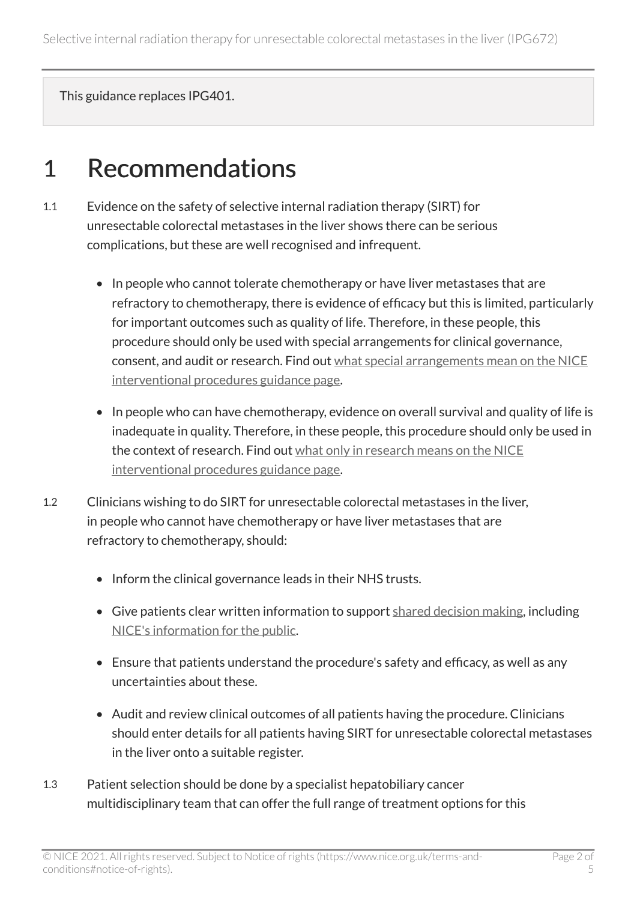This guidance replaces IPG401.

# 1 Recommendations

1.1 Evidence on the safety of selective internal radiation therapy (SIRT) for unresectable colorectal metastases in the liver shows there can be serious complications, but these are well recognised and infrequent.

- In people who cannot tolerate chemotherapy or have liver metastases that are refractory to chemotherapy, there is evidence of efficacy but this is limited, particularly for important outcomes such as quality of life. Therefore, in these people, this procedure should only be used with special arrangements for clinical governance, consent, and audit or research. Find out what special arrangements mean on the NICE interventional procedures guidance page.
- In people who can have chemotherapy, evidence on overall survival and quality of life is inadequate in quality. Therefore, in these people, this procedure should only be used in the context of research. Find out what only in research means on the NICE interventional procedures guidance page.

1.2 Clinicians wishing to do SIRT for unresectable colorectal metastases in the liver, in people who cannot have chemotherapy or have liver metastases that are refractory to chemotherapy, should:

- Inform the clinical governance leads in their NHS trusts.
- Give patients clear written information to support shared decision making, including NICE's information for the public.
- Ensure that patients understand the procedure's safety and efficacy, as well as any uncertainties about these.
- Audit and review clinical outcomes of all patients having the procedure. Clinicians should enter details for all patients having SIRT for unresectable colorectal metastases in the liver onto a suitable register.

1.3 Patient selection should be done by a specialist hepatobiliary cancer multidisciplinary team that can offer the full range of treatment options for this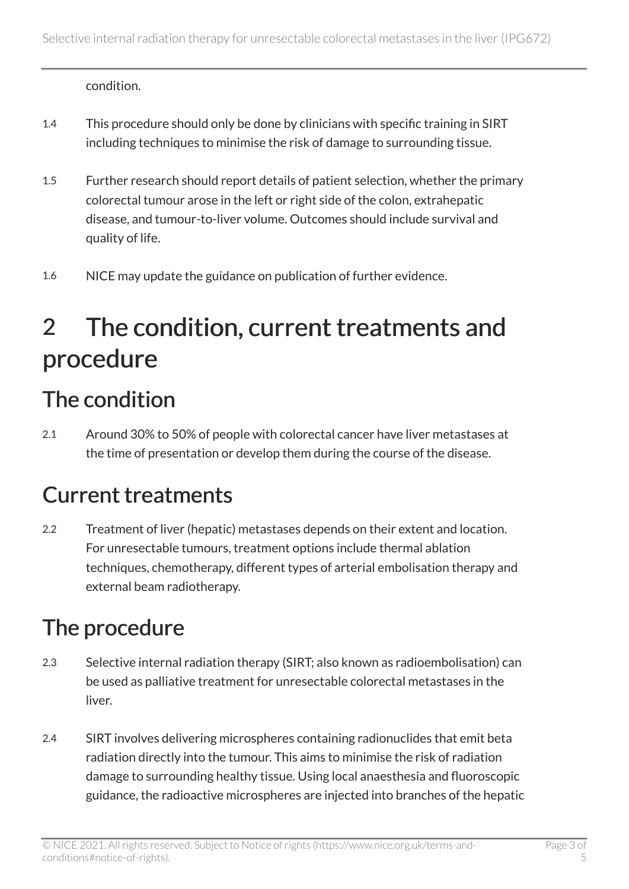condition.

1.4 This procedure should only be done by clinicians with specific training in SIRT including techniques to minimise the risk of damage to surrounding tissue.

1.5 Further research should report details of patient selection, whether the primary colorectal tumour arose in the left or right side of the colon, extrahepatic disease, and tumour-to-liver volume. Outcomes should include survival and quality of life.

1.6 NICE may update the guidance on publication of further evidence.

# 2 The condition, current treatments and procedure

## The condition

2.1 Around 30% to 50% of people with colorectal cancer have liver metastases at the time of presentation or develop them during the course of the disease.

## Current treatments

2.2 Treatment of liver (hepatic) metastases depends on their extent and location. For unresectable tumours, treatment options include thermal ablation techniques, chemotherapy, different types of arterial embolisation therapy and external beam radiotherapy.

## The procedure

2.3 Selective internal radiation therapy (SIRT; also known as radioembolisation) can be used as palliative treatment for unresectable colorectal metastases in the liver.

2.4 SIRT involves delivering microspheres containing radionuclides that emit beta radiation directly into the tumour. This aims to minimise the risk of radiation damage to surrounding healthy tissue. Using local anaesthesia and fluoroscopic guidance, the radioactive microspheres are injected into branches of the hepatic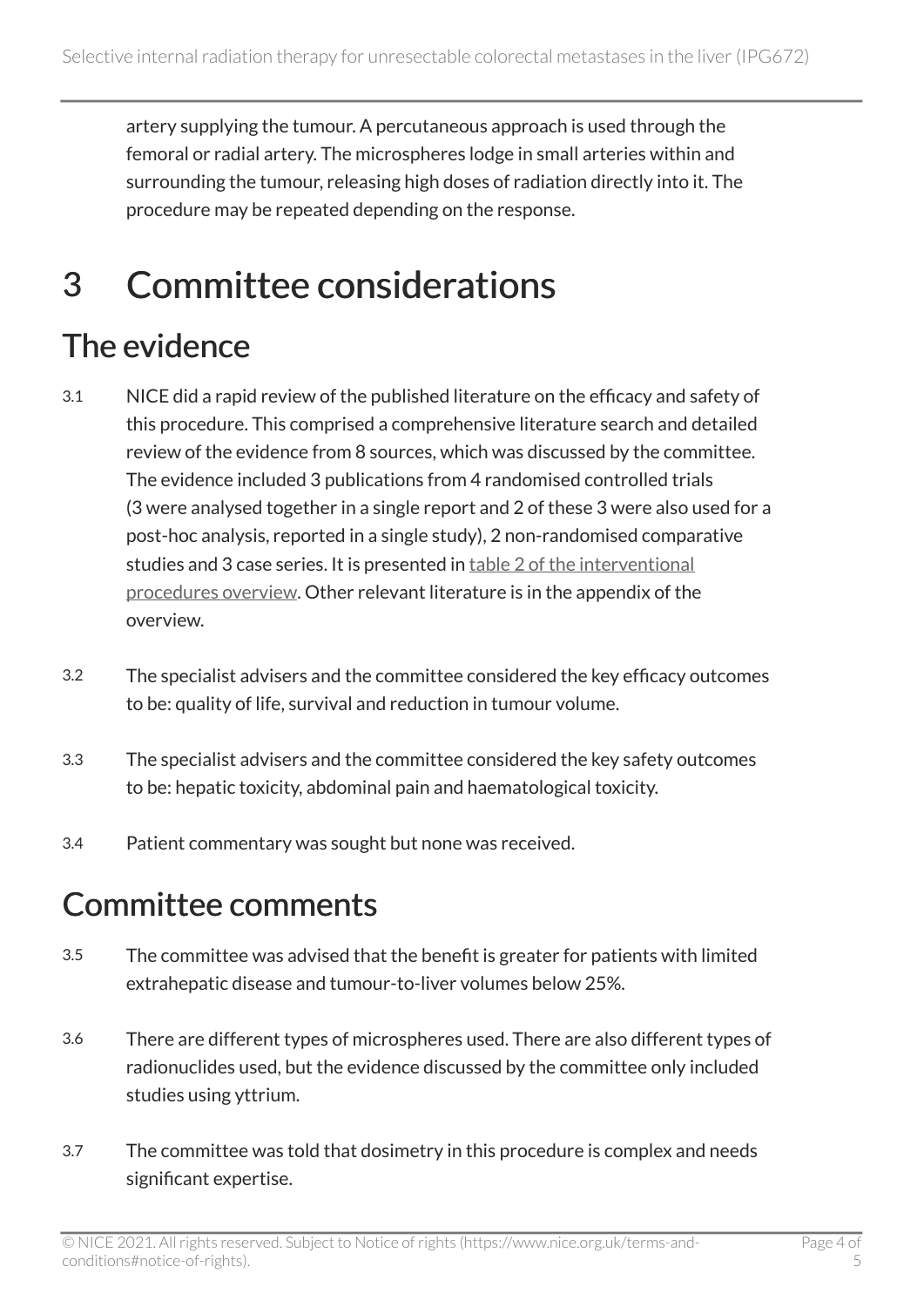artery supplying the tumour. A percutaneous approach is used through the femoral or radial artery. The microspheres lodge in small arteries within and surrounding the tumour, releasing high doses of radiation directly into it. The procedure may be repeated depending on the response.

# 3 Committee considerations

## The evidence

3.1 NICE did a rapid review of the published literature on the efficacy and safety of this procedure. This comprised a comprehensive literature search and detailed review of the evidence from 8 sources, which was discussed by the committee. The evidence included 3 publications from 4 randomised controlled trials (3 were analysed together in a single report and 2 of these 3 were also used for a post-hoc analysis, reported in a single study), 2 non-randomised comparative studies and 3 case series. It is presented in table 2 of the interventional procedures overview. Other relevant literature is in the appendix of the overview.

3.2 The specialist advisers and the committee considered the key efficacy outcomes to be: quality of life, survival and reduction in tumour volume.

3.3 The specialist advisers and the committee considered the key safety outcomes to be: hepatic toxicity, abdominal pain and haematological toxicity.

3.4 Patient commentary was sought but none was received.

## Committee comments

3.5 The committee was advised that the benefit is greater for patients with limited extrahepatic disease and tumour-to-liver volumes below 25%.

3.6 There are different types of microspheres used. There are also different types of radionuclides used, but the evidence discussed by the committee only included studies using yttrium.

3.7 The committee was told that dosimetry in this procedure is complex and needs significant expertise.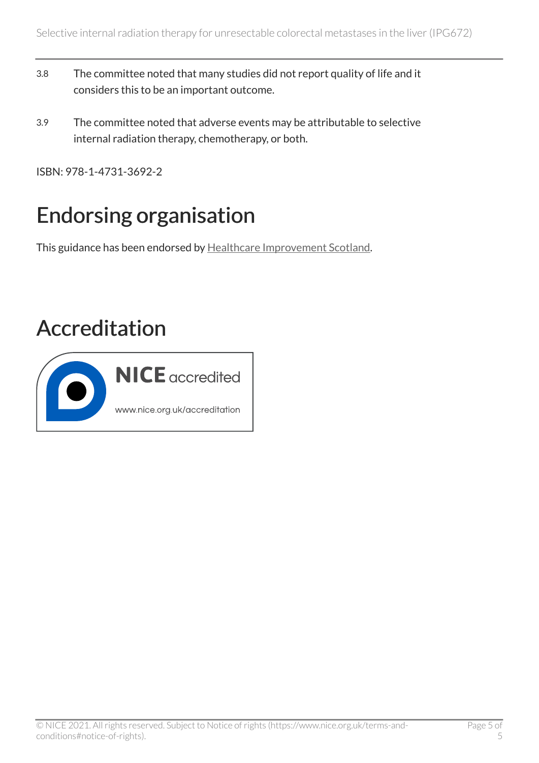3.8 The committee noted that many studies did not report quality of life and it considers this to be an important outcome.

3.9 The committee noted that adverse events may be attributable to selective internal radiation therapy, chemotherapy, or both.

ISBN: 978-1-4731-3692-2

# Endorsing organisation

This guidance has been endorsed by Healthcare Improvement Scotland.

# Accreditation

NICE accredited

www.nice.org.uk/accreditation